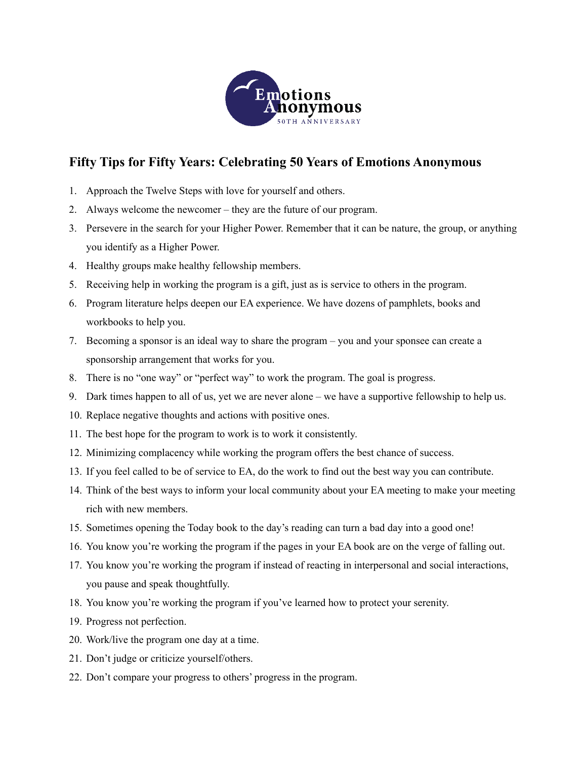# Fifty Tips for Fifty Years: Celebrating 50 Years of Emotions Anonymous

1. Approach the Twelve Steps with love for yourself and others.
2. Always welcome the newcomer – they are the future of our program.
3. Persevere in the search for your Higher Power. Remember that it can be nature, the group, or anything you identify as a Higher Power.
4. Healthy groups make healthy fellowship members.
5. Receiving help in working the program is a gift, just as is service to others in the program.
6. Program literature helps deepen our EA experience. We have dozens of pamphlets, books and workbooks to help you.
7. Becoming a sponsor is an ideal way to share the program – you and your sponsee can create a sponsorship arrangement that works for you.
8. There is no "one way" or "perfect way" to work the program. The goal is progress.
9. Dark times happen to all of us, yet we are never alone – we have a supportive fellowship to help us.
10. Replace negative thoughts and actions with positive ones.
11. The best hope for the program to work is to work it consistently.
12. Minimizing complacency while working the program offers the best chance of success.
13. If you feel called to be of service to EA, do the work to find out the best way you can contribute.
14. Think of the best ways to inform your local community about your EA meeting to make your meeting rich with new members.
15. Sometimes opening the Today book to the day's reading can turn a bad day into a good one!
16. You know you're working the program if the pages in your EA book are on the verge of falling out.
17. You know you're working the program if instead of reacting in interpersonal and social interactions, you pause and speak thoughtfully.
18. You know you're working the program if you've learned how to protect your serenity.
19. Progress not perfection.
20. Work/live the program one day at a time.
21. Don't judge or criticize yourself/others.
22. Don't compare your progress to others' progress in the program.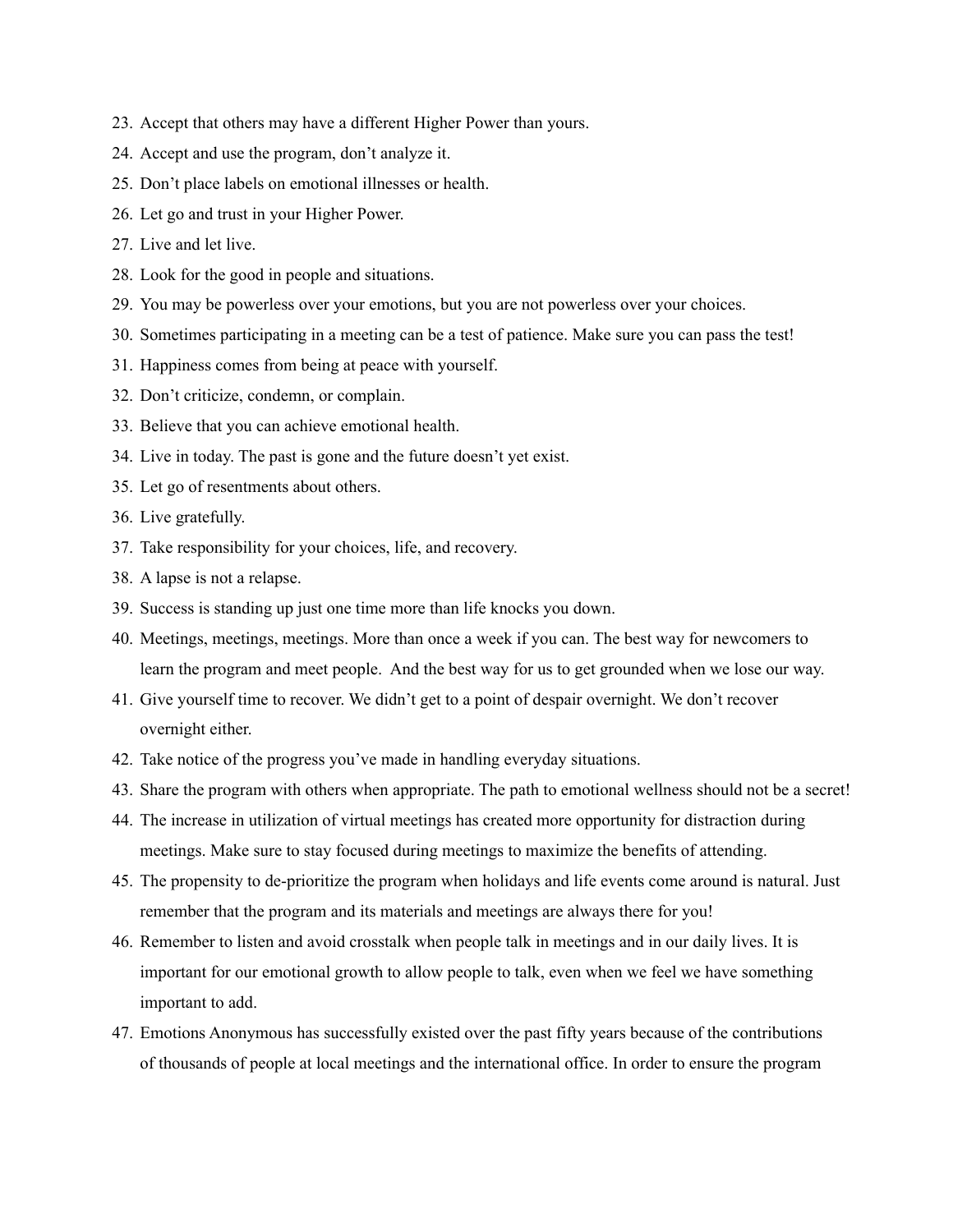23. Accept that others may have a different Higher Power than yours.
24. Accept and use the program, don't analyze it.
25. Don't place labels on emotional illnesses or health.
26. Let go and trust in your Higher Power.
27. Live and let live.
28. Look for the good in people and situations.
29. You may be powerless over your emotions, but you are not powerless over your choices.
30. Sometimes participating in a meeting can be a test of patience. Make sure you can pass the test!
31. Happiness comes from being at peace with yourself.
32. Don't criticize, condemn, or complain.
33. Believe that you can achieve emotional health.
34. Live in today. The past is gone and the future doesn't yet exist.
35. Let go of resentments about others.
36. Live gratefully.
37. Take responsibility for your choices, life, and recovery.
38. A lapse is not a relapse.
39. Success is standing up just one time more than life knocks you down.
40. Meetings, meetings, meetings. More than once a week if you can. The best way for newcomers to learn the program and meet people. And the best way for us to get grounded when we lose our way.
41. Give yourself time to recover. We didn't get to a point of despair overnight. We don't recover overnight either.
42. Take notice of the progress you've made in handling everyday situations.
43. Share the program with others when appropriate. The path to emotional wellness should not be a secret!
44. The increase in utilization of virtual meetings has created more opportunity for distraction during meetings. Make sure to stay focused during meetings to maximize the benefits of attending.
45. The propensity to de-prioritize the program when holidays and life events come around is natural. Just remember that the program and its materials and meetings are always there for you!
46. Remember to listen and avoid crosstalk when people talk in meetings and in our daily lives. It is important for our emotional growth to allow people to talk, even when we feel we have something important to add.
47. Emotions Anonymous has successfully existed over the past fifty years because of the contributions of thousands of people at local meetings and the international office. In order to ensure the program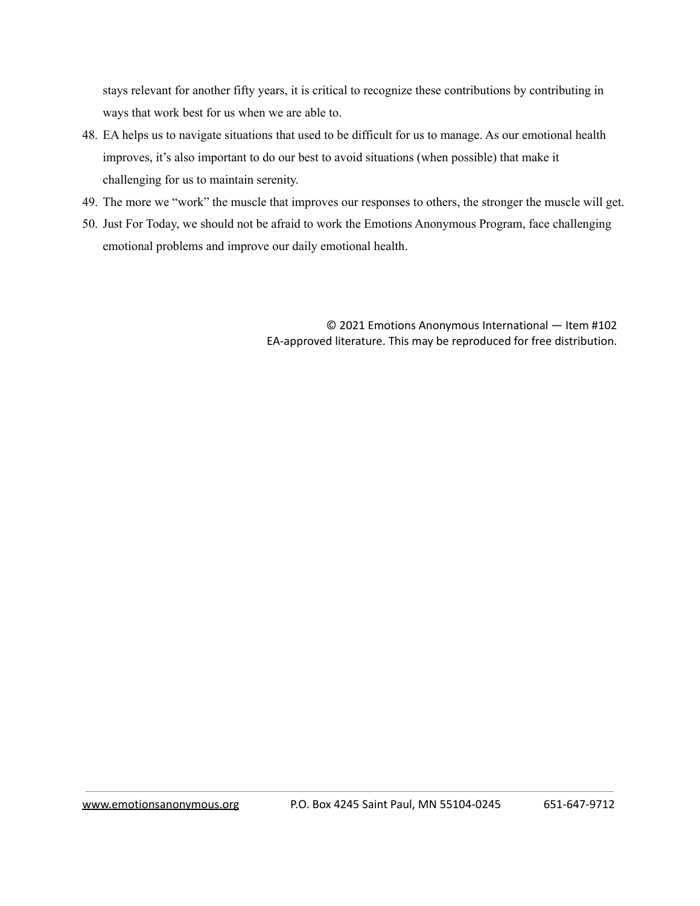stays relevant for another fifty years, it is critical to recognize these contributions by contributing in ways that work best for us when we are able to.

48. EA helps us to navigate situations that used to be difficult for us to manage. As our emotional health improves, it's also important to do our best to avoid situations (when possible) that make it challenging for us to maintain serenity.
49. The more we "work" the muscle that improves our responses to others, the stronger the muscle will get.
50. Just For Today, we should not be afraid to work the Emotions Anonymous Program, face challenging emotional problems and improve our daily emotional health.

© 2021 Emotions Anonymous International — Item #102
EA-approved literature. This may be reproduced for free distribution.

www.emotionsanonymous.org P.O. Box 4245 Saint Paul, MN 55104-0245 651-647-9712